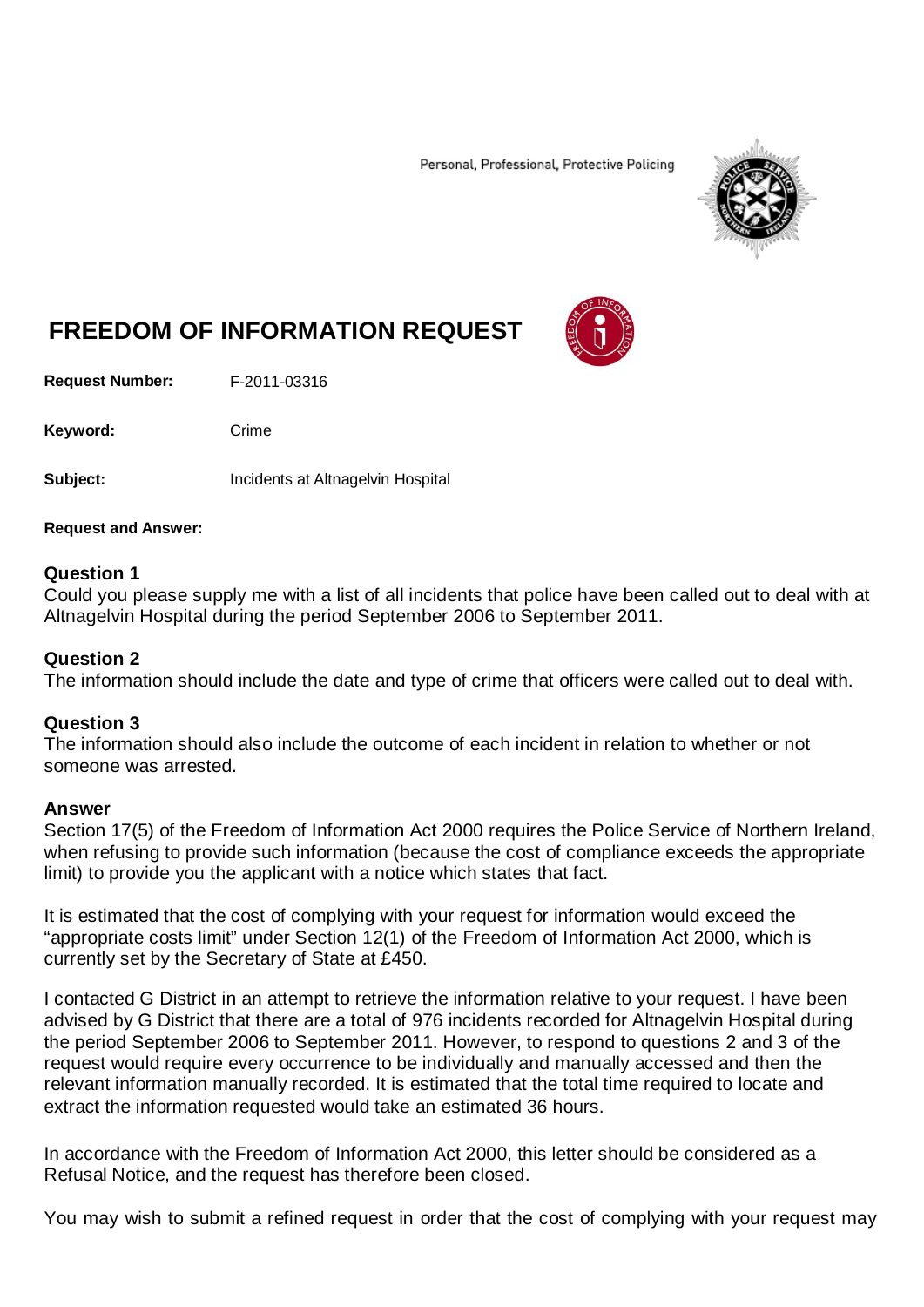Personal, Professional, Protective Policing

# FREEDOM OF INFORMATION REQUEST

**Request Number:** F-2011-03316

**Keyword:** Crime

**Subject:** Incidents at Altnagelvin Hospital

**Request and Answer:**

**Question 1**
Could you please supply me with a list of all incidents that police have been called out to deal with at Altnagelvin Hospital during the period September 2006 to September 2011.

**Question 2**
The information should include the date and type of crime that officers were called out to deal with.

**Question 3**
The information should also include the outcome of each incident in relation to whether or not someone was arrested.

**Answer**
Section 17(5) of the Freedom of Information Act 2000 requires the Police Service of Northern Ireland, when refusing to provide such information (because the cost of compliance exceeds the appropriate limit) to provide you the applicant with a notice which states that fact.

It is estimated that the cost of complying with your request for information would exceed the "appropriate costs limit" under Section 12(1) of the Freedom of Information Act 2000, which is currently set by the Secretary of State at £450.

I contacted G District in an attempt to retrieve the information relative to your request. I have been advised by G District that there are a total of 976 incidents recorded for Altnagelvin Hospital during the period September 2006 to September 2011. However, to respond to questions 2 and 3 of the request would require every occurrence to be individually and manually accessed and then the relevant information manually recorded. It is estimated that the total time required to locate and extract the information requested would take an estimated 36 hours.

In accordance with the Freedom of Information Act 2000, this letter should be considered as a Refusal Notice, and the request has therefore been closed.

You may wish to submit a refined request in order that the cost of complying with your request may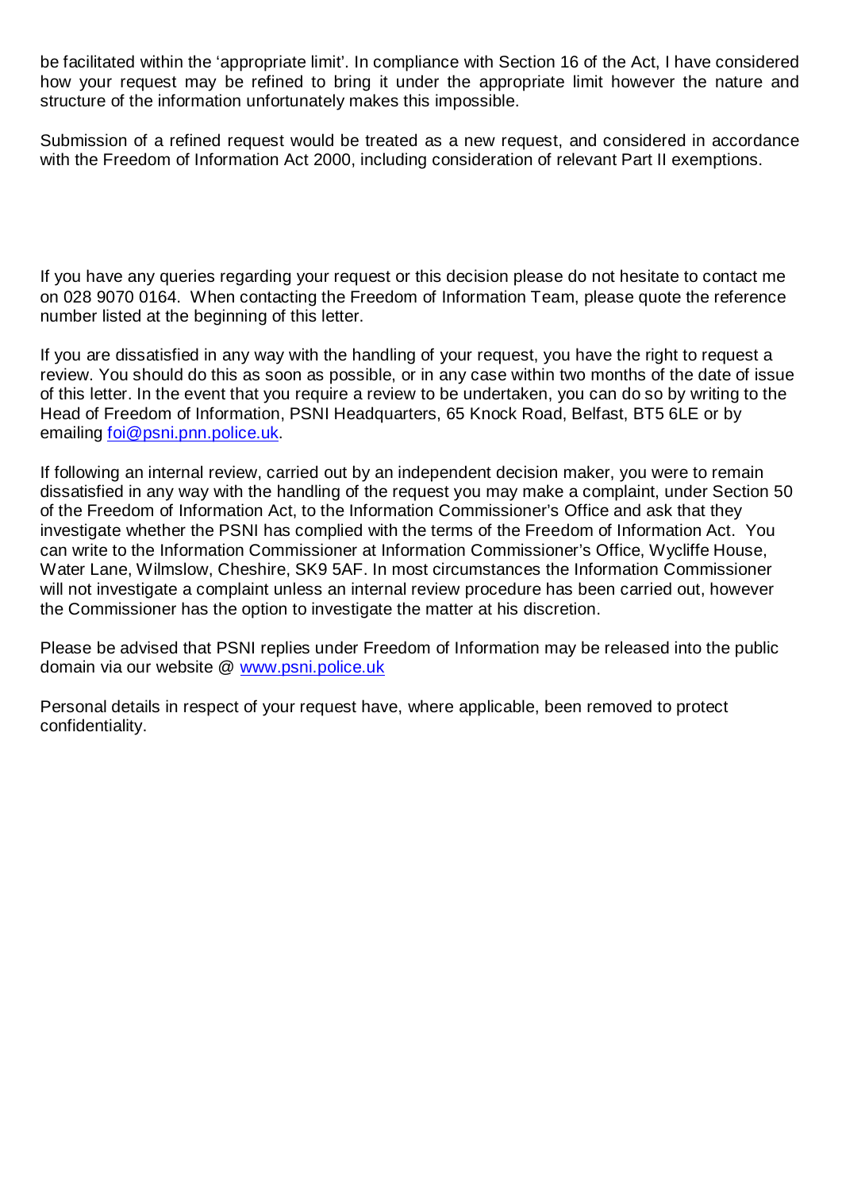be facilitated within the 'appropriate limit'. In compliance with Section 16 of the Act, I have considered how your request may be refined to bring it under the appropriate limit however the nature and structure of the information unfortunately makes this impossible.

Submission of a refined request would be treated as a new request, and considered in accordance with the Freedom of Information Act 2000, including consideration of relevant Part II exemptions.

If you have any queries regarding your request or this decision please do not hesitate to contact me on 028 9070 0164. When contacting the Freedom of Information Team, please quote the reference number listed at the beginning of this letter.

If you are dissatisfied in any way with the handling of your request, you have the right to request a review. You should do this as soon as possible, or in any case within two months of the date of issue of this letter. In the event that you require a review to be undertaken, you can do so by writing to the Head of Freedom of Information, PSNI Headquarters, 65 Knock Road, Belfast, BT5 6LE or by emailing foi@psni.pnn.police.uk.

If following an internal review, carried out by an independent decision maker, you were to remain dissatisfied in any way with the handling of the request you may make a complaint, under Section 50 of the Freedom of Information Act, to the Information Commissioner's Office and ask that they investigate whether the PSNI has complied with the terms of the Freedom of Information Act. You can write to the Information Commissioner at Information Commissioner's Office, Wycliffe House, Water Lane, Wilmslow, Cheshire, SK9 5AF. In most circumstances the Information Commissioner will not investigate a complaint unless an internal review procedure has been carried out, however the Commissioner has the option to investigate the matter at his discretion.

Please be advised that PSNI replies under Freedom of Information may be released into the public domain via our website @ www.psni.police.uk

Personal details in respect of your request have, where applicable, been removed to protect confidentiality.